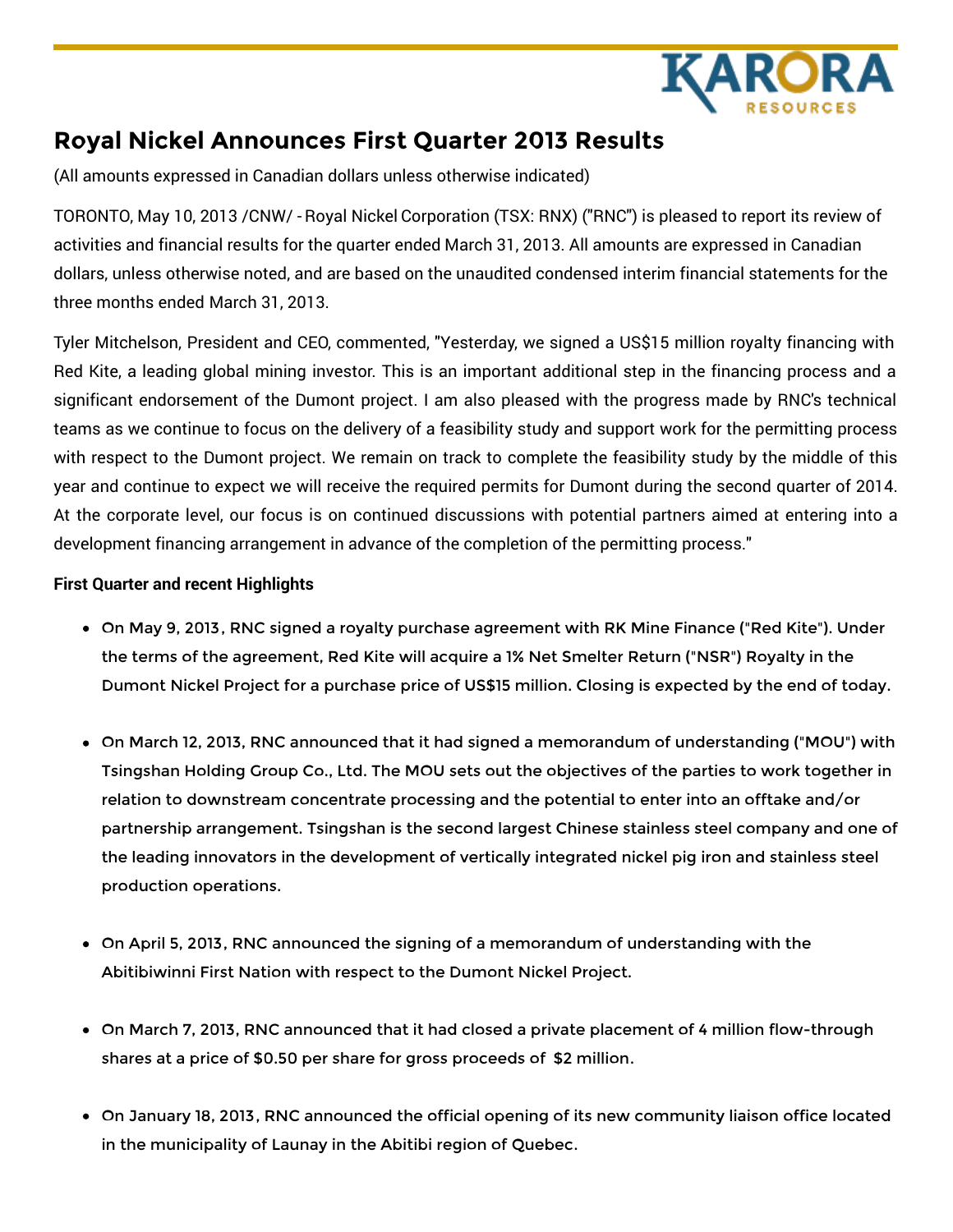# Royal Nickel Announces First Quarter 2013 Results

(All amounts expressed in Canadian dollars unless otherwise indicated)

TORONTO, May 10, 2013 /CNW/ - Royal Nickel Corporation (TSX: RNX) ("RNC") is pleased to report its review of activities and financial results for the quarter ended March 31, 2013. All amounts are expressed in Canadian dollars, unless otherwise noted, and are based on the unaudited condensed interim financial statements for the three months ended March 31, 2013.

Tyler Mitchelson, President and CEO, commented, "Yesterday, we signed a US$15 million royalty financing with Red Kite, a leading global mining investor. This is an important additional step in the financing process and a significant endorsement of the Dumont project. I am also pleased with the progress made by RNC's technical teams as we continue to focus on the delivery of a feasibility study and support work for the permitting process with respect to the Dumont project. We remain on track to complete the feasibility study by the middle of this year and continue to expect we will receive the required permits for Dumont during the second quarter of 2014. At the corporate level, our focus is on continued discussions with potential partners aimed at entering into a development financing arrangement in advance of the completion of the permitting process."

**First Quarter and recent Highlights**

- On May 9, 2013, RNC signed a royalty purchase agreement with RK Mine Finance ("Red Kite"). Under the terms of the agreement, Red Kite will acquire a 1% Net Smelter Return ("NSR") Royalty in the Dumont Nickel Project for a purchase price of US$15 million. Closing is expected by the end of today.

- On March 12, 2013, RNC announced that it had signed a memorandum of understanding ("MOU") with Tsingshan Holding Group Co., Ltd. The MOU sets out the objectives of the parties to work together in relation to downstream concentrate processing and the potential to enter into an offtake and/or partnership arrangement. Tsingshan is the second largest Chinese stainless steel company and one of the leading innovators in the development of vertically integrated nickel pig iron and stainless steel production operations.

- On April 5, 2013, RNC announced the signing of a memorandum of understanding with the Abitibiwinni First Nation with respect to the Dumont Nickel Project.

- On March 7, 2013, RNC announced that it had closed a private placement of 4 million flow-through shares at a price of $0.50 per share for gross proceeds of $2 million.

- On January 18, 2013, RNC announced the official opening of its new community liaison office located in the municipality of Launay in the Abitibi region of Quebec.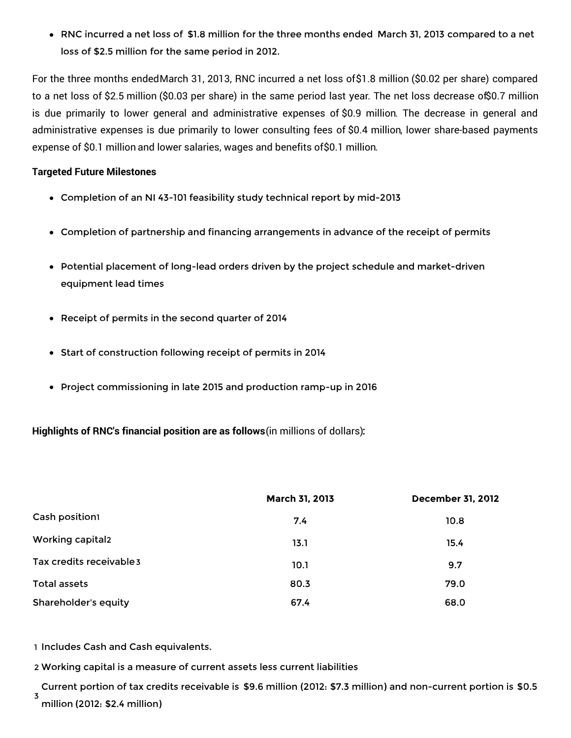- RNC incurred a net loss of $1.8 million for the three months ended March 31, 2013 compared to a net loss of $2.5 million for the same period in 2012.

For the three months ended March 31, 2013, RNC incurred a net loss of $1.8 million ($0.02 per share) compared to a net loss of $2.5 million ($0.03 per share) in the same period last year. The net loss decrease of $0.7 million is due primarily to lower general and administrative expenses of $0.9 million. The decrease in general and administrative expenses is due primarily to lower consulting fees of $0.4 million, lower share-based payments expense of $0.1 million and lower salaries, wages and benefits of $0.1 million.

**Targeted Future Milestones**

- Completion of an NI 43-101 feasibility study technical report by mid-2013
- Completion of partnership and financing arrangements in advance of the receipt of permits
- Potential placement of long-lead orders driven by the project schedule and market-driven equipment lead times
- Receipt of permits in the second quarter of 2014
- Start of construction following receipt of permits in 2014
- Project commissioning in late 2015 and production ramp-up in 2016

**Highlights of RNC's financial position are as follows** (in millions of dollars)**:**

| | March 31, 2013 | December 31, 2012 |
|---|---|---|
| Cash position[1] | 7.4 | 10.8 |
| Working capital[2] | 13.1 | 15.4 |
| Tax credits receivable[3] | 10.1 | 9.7 |
| Total assets | 80.3 | 79.0 |
| Shareholder's equity | 67.4 | 68.0 |

[1] Includes Cash and Cash equivalents.

[2] Working capital is a measure of current assets less current liabilities

[3] Current portion of tax credits receivable is $9.6 million (2012: $7.3 million) and non-current portion is $0.5 million (2012: $2.4 million)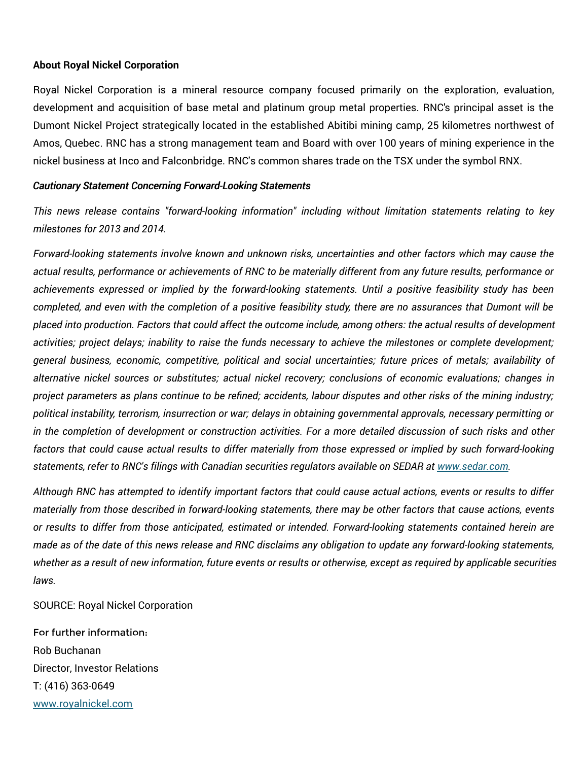**About Royal Nickel Corporation**

Royal Nickel Corporation is a mineral resource company focused primarily on the exploration, evaluation, development and acquisition of base metal and platinum group metal properties. RNC's principal asset is the Dumont Nickel Project strategically located in the established Abitibi mining camp, 25 kilometres northwest of Amos, Quebec. RNC has a strong management team and Board with over 100 years of mining experience in the nickel business at Inco and Falconbridge. RNC's common shares trade on the TSX under the symbol RNX.

***Cautionary Statement Concerning Forward-Looking Statements***

*This news release contains "forward-looking information" including without limitation statements relating to key milestones for 2013 and 2014.*

*Forward-looking statements involve known and unknown risks, uncertainties and other factors which may cause the actual results, performance or achievements of RNC to be materially different from any future results, performance or achievements expressed or implied by the forward-looking statements. Until a positive feasibility study has been completed, and even with the completion of a positive feasibility study, there are no assurances that Dumont will be placed into production. Factors that could affect the outcome include, among others: the actual results of development activities; project delays; inability to raise the funds necessary to achieve the milestones or complete development; general business, economic, competitive, political and social uncertainties; future prices of metals; availability of alternative nickel sources or substitutes; actual nickel recovery; conclusions of economic evaluations; changes in project parameters as plans continue to be refined; accidents, labour disputes and other risks of the mining industry; political instability, terrorism, insurrection or war; delays in obtaining governmental approvals, necessary permitting or in the completion of development or construction activities. For a more detailed discussion of such risks and other factors that could cause actual results to differ materially from those expressed or implied by such forward-looking statements, refer to RNC's filings with Canadian securities regulators available on SEDAR at [www.sedar.com](http://www.sedar.com).*

*Although RNC has attempted to identify important factors that could cause actual actions, events or results to differ materially from those described in forward-looking statements, there may be other factors that cause actions, events or results to differ from those anticipated, estimated or intended. Forward-looking statements contained herein are made as of the date of this news release and RNC disclaims any obligation to update any forward-looking statements, whether as a result of new information, future events or results or otherwise, except as required by applicable securities laws.*

SOURCE: Royal Nickel Corporation

For further information:
Rob Buchanan
Director, Investor Relations
T: (416) 363-0649
[www.royalnickel.com](http://www.royalnickel.com)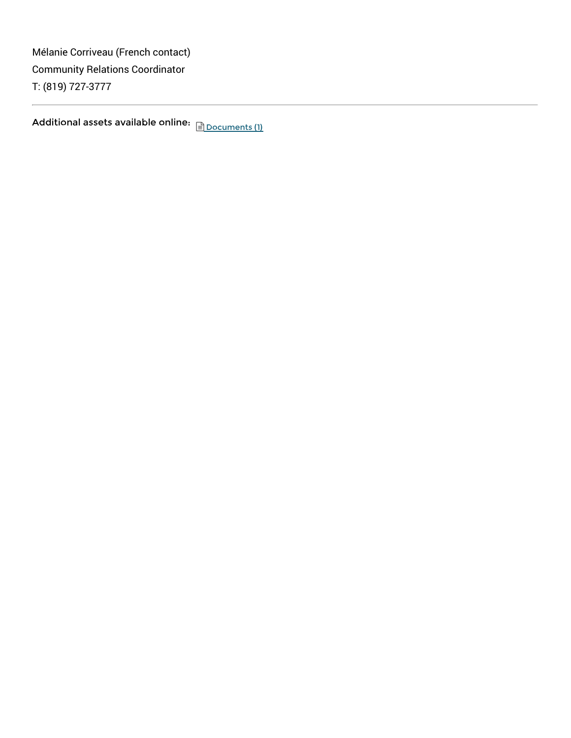Mélanie Corriveau (French contact)

Community Relations Coordinator

T: (819) 727-3777

---

Additional assets available online: Documents (1)